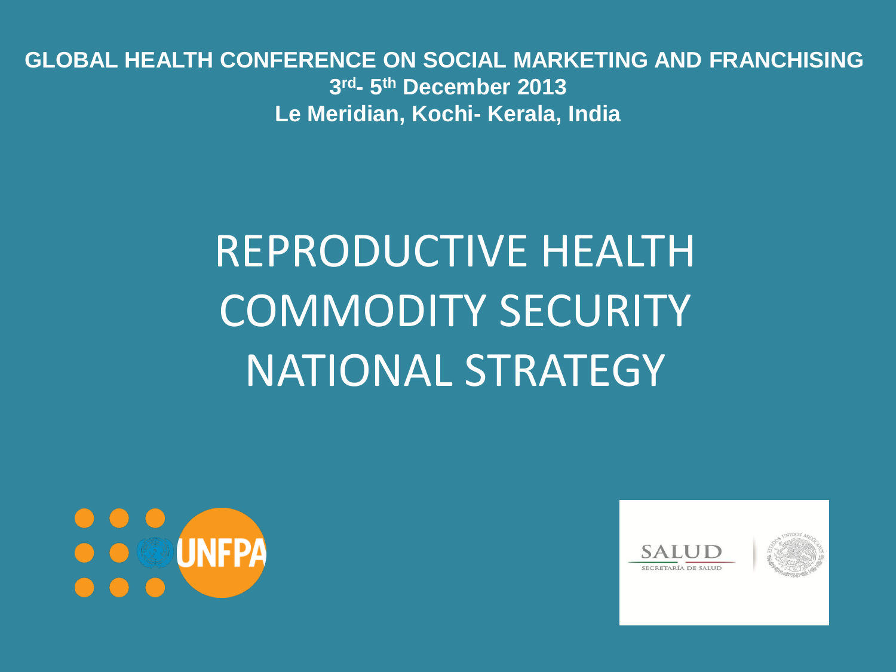**GLOBAL HEALTH CONFERENCE ON SOCIAL MARKETING AND FRANCHISING**

**3rd- 5th December 2013**

**Le Meridian, Kochi- Kerala, India**

# REPRODUCTIVE HEALTH COMMODITY SECURITY NATIONAL STRATEGY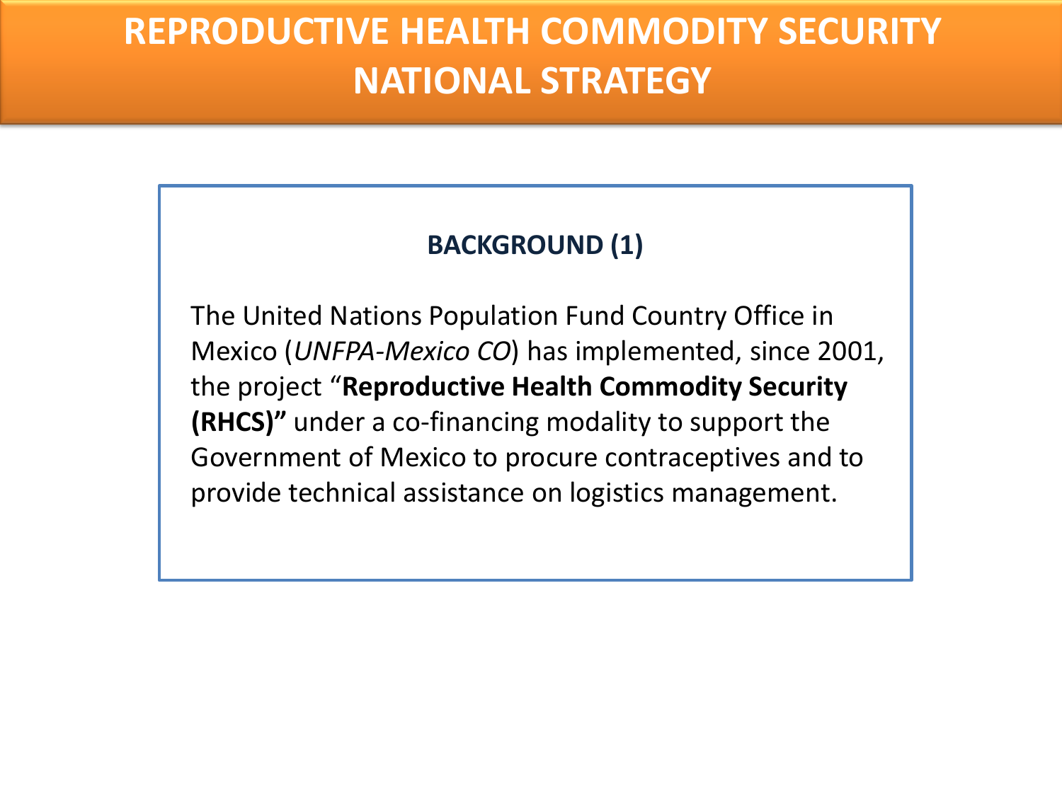# REPRODUCTIVE HEALTH COMMODITY SECURITY NATIONAL STRATEGY

## BACKGROUND (1)

The United Nations Population Fund Country Office in Mexico (*UNFPA-Mexico CO*) has implemented, since 2001, the project "**Reproductive Health Commodity Security (RHCS)"** under a co-financing modality to support the Government of Mexico to procure contraceptives and to provide technical assistance on logistics management.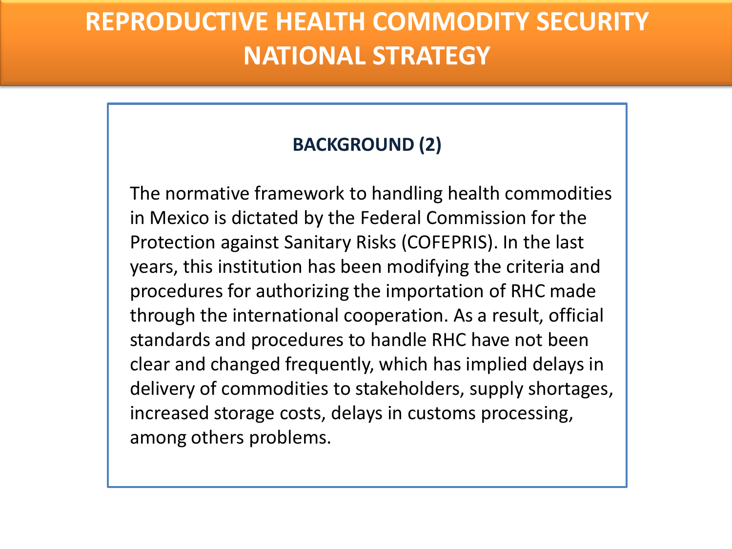# REPRODUCTIVE HEALTH COMMODITY SECURITY NATIONAL STRATEGY

## BACKGROUND (2)

The normative framework to handling health commodities in Mexico is dictated by the Federal Commission for the Protection against Sanitary Risks (COFEPRIS). In the last years, this institution has been modifying the criteria and procedures for authorizing the importation of RHC made through the international cooperation. As a result, official standards and procedures to handle RHC have not been clear and changed frequently, which has implied delays in delivery of commodities to stakeholders, supply shortages, increased storage costs, delays in customs processing, among others problems.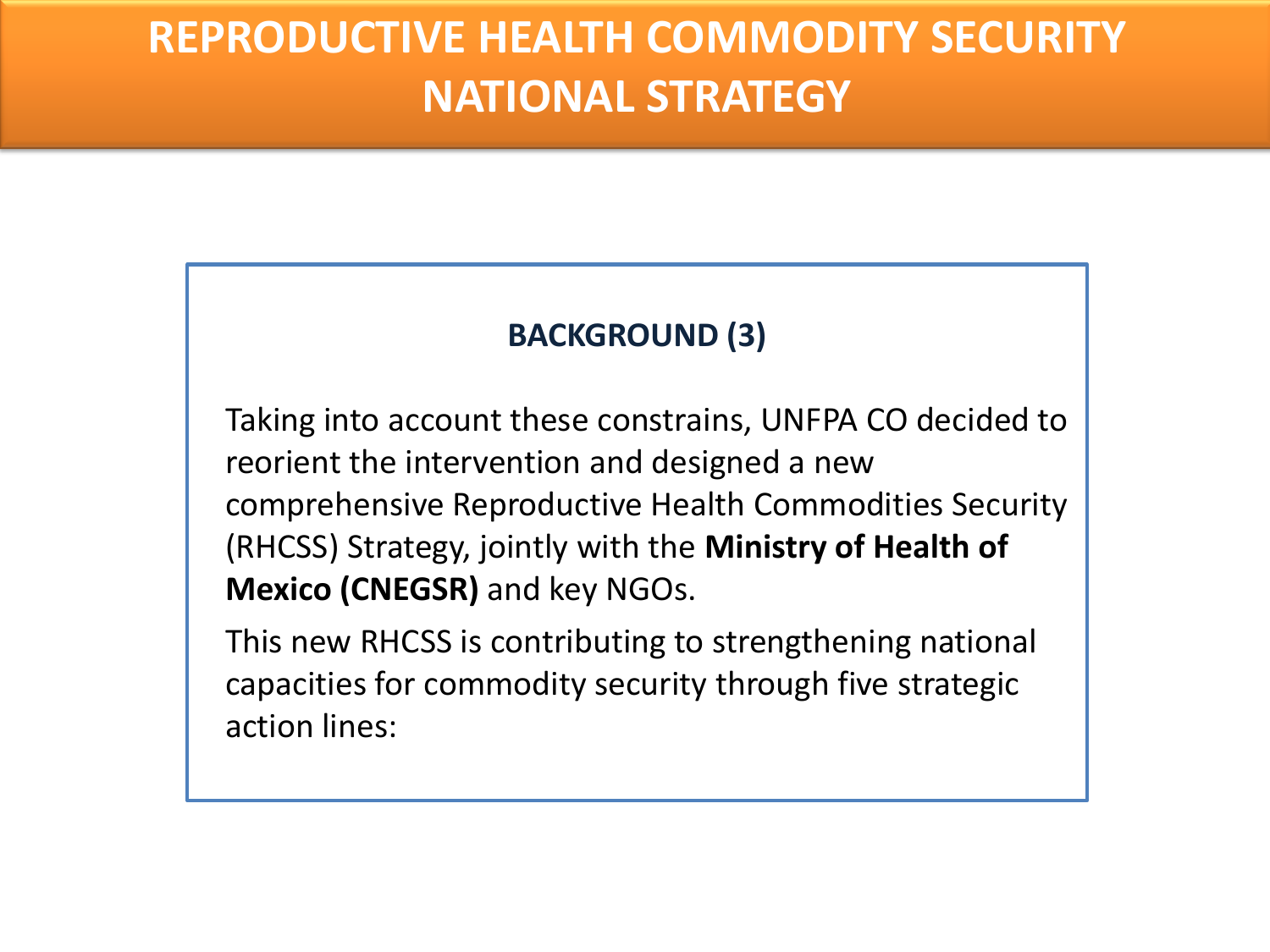# REPRODUCTIVE HEALTH COMMODITY SECURITY NATIONAL STRATEGY

## BACKGROUND (3)

Taking into account these constrains, UNFPA CO decided to reorient the intervention and designed a new comprehensive Reproductive Health Commodities Security (RHCSS) Strategy, jointly with the **Ministry of Health of Mexico (CNEGSR)** and key NGOs.

This new RHCSS is contributing to strengthening national capacities for commodity security through five strategic action lines: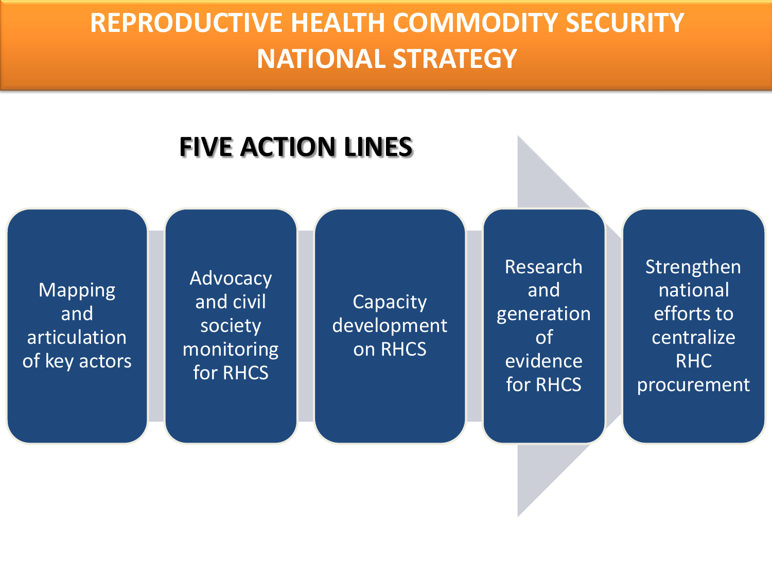# REPRODUCTIVE HEALTH COMMODITY SECURITY NATIONAL STRATEGY

## FIVE ACTION LINES

- Mapping and articulation of key actors
- Advocacy and civil society monitoring for RHCS
- Capacity development on RHCS
- Research and generation of evidence for RHCS
- Strengthen national efforts to centralize RHC procurement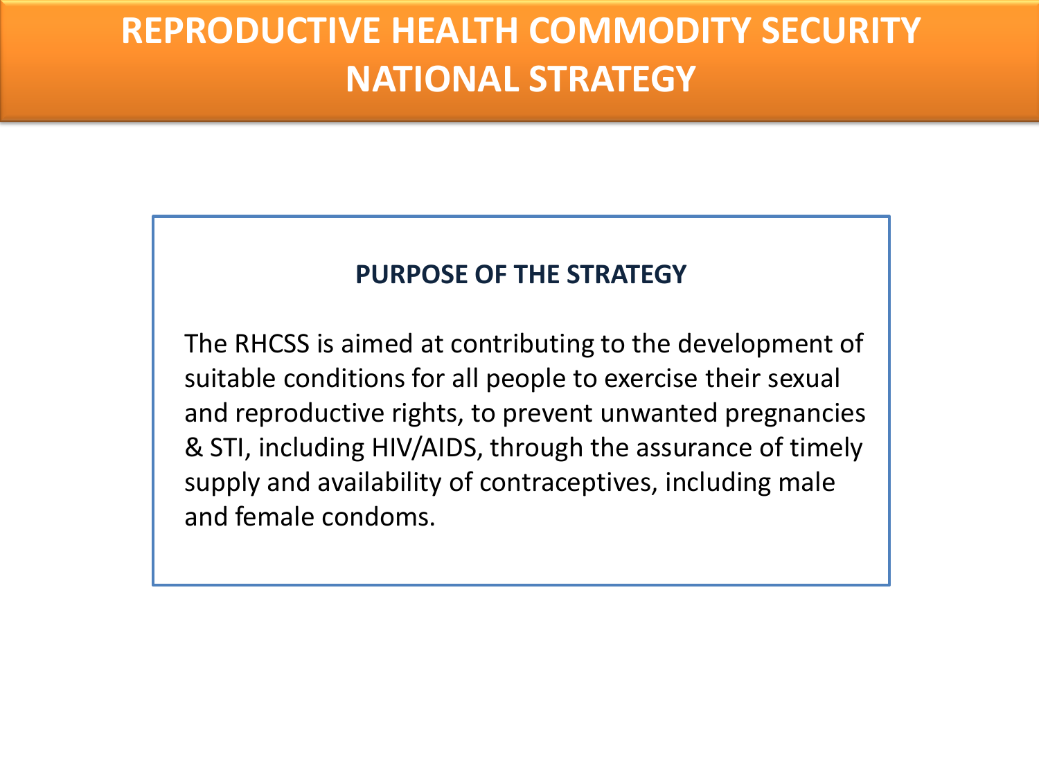# REPRODUCTIVE HEALTH COMMODITY SECURITY NATIONAL STRATEGY

## PURPOSE OF THE STRATEGY

The RHCSS is aimed at contributing to the development of suitable conditions for all people to exercise their sexual and reproductive rights, to prevent unwanted pregnancies & STI, including HIV/AIDS, through the assurance of timely supply and availability of contraceptives, including male and female condoms.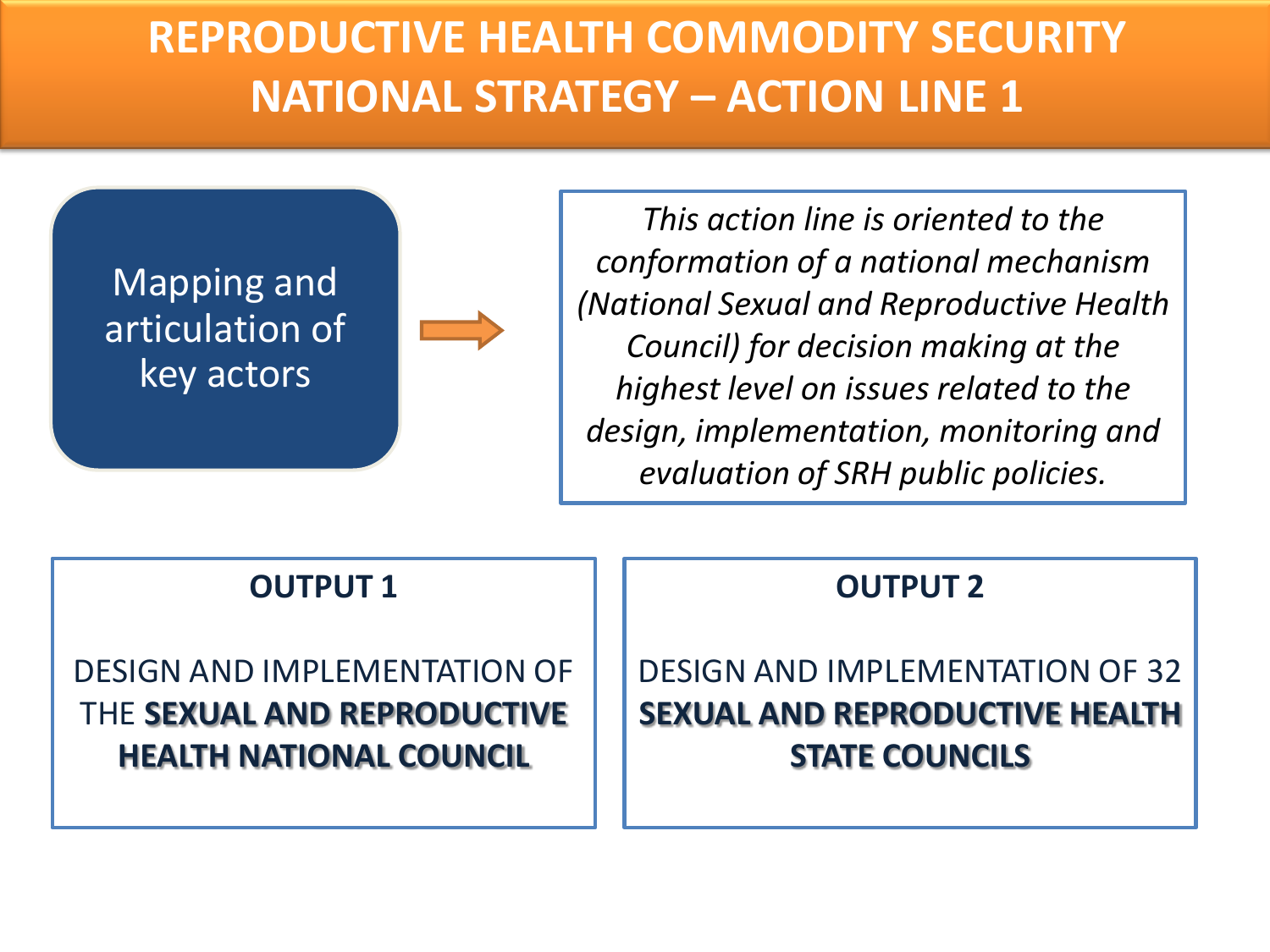# REPRODUCTIVE HEALTH COMMODITY SECURITY NATIONAL STRATEGY – ACTION LINE 1

Mapping and articulation of key actors

*This action line is oriented to the conformation of a national mechanism (National Sexual and Reproductive Health Council) for decision making at the highest level on issues related to the design, implementation, monitoring and evaluation of SRH public policies.*

**OUTPUT 1**

DESIGN AND IMPLEMENTATION OF THE **SEXUAL AND REPRODUCTIVE HEALTH NATIONAL COUNCIL**

**OUTPUT 2**

DESIGN AND IMPLEMENTATION OF 32 **SEXUAL AND REPRODUCTIVE HEALTH STATE COUNCILS**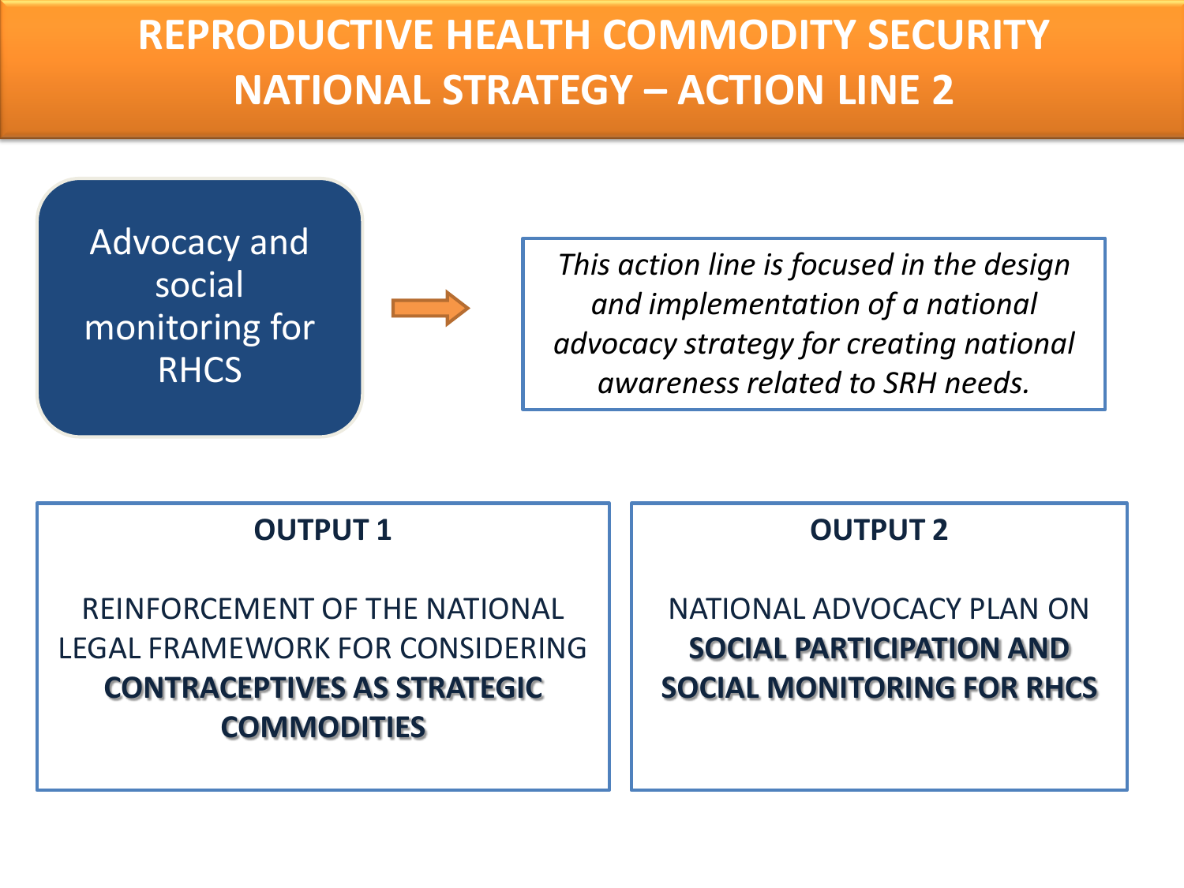# REPRODUCTIVE HEALTH COMMODITY SECURITY NATIONAL STRATEGY – ACTION LINE 2

**Advocacy and social monitoring for RHCS**

*This action line is focused in the design and implementation of a national advocacy strategy for creating national awareness related to SRH needs.*

**OUTPUT 1**

REINFORCEMENT OF THE NATIONAL LEGAL FRAMEWORK FOR CONSIDERING **CONTRACEPTIVES AS STRATEGIC COMMODITIES**

**OUTPUT 2**

NATIONAL ADVOCACY PLAN ON **SOCIAL PARTICIPATION AND SOCIAL MONITORING FOR RHCS**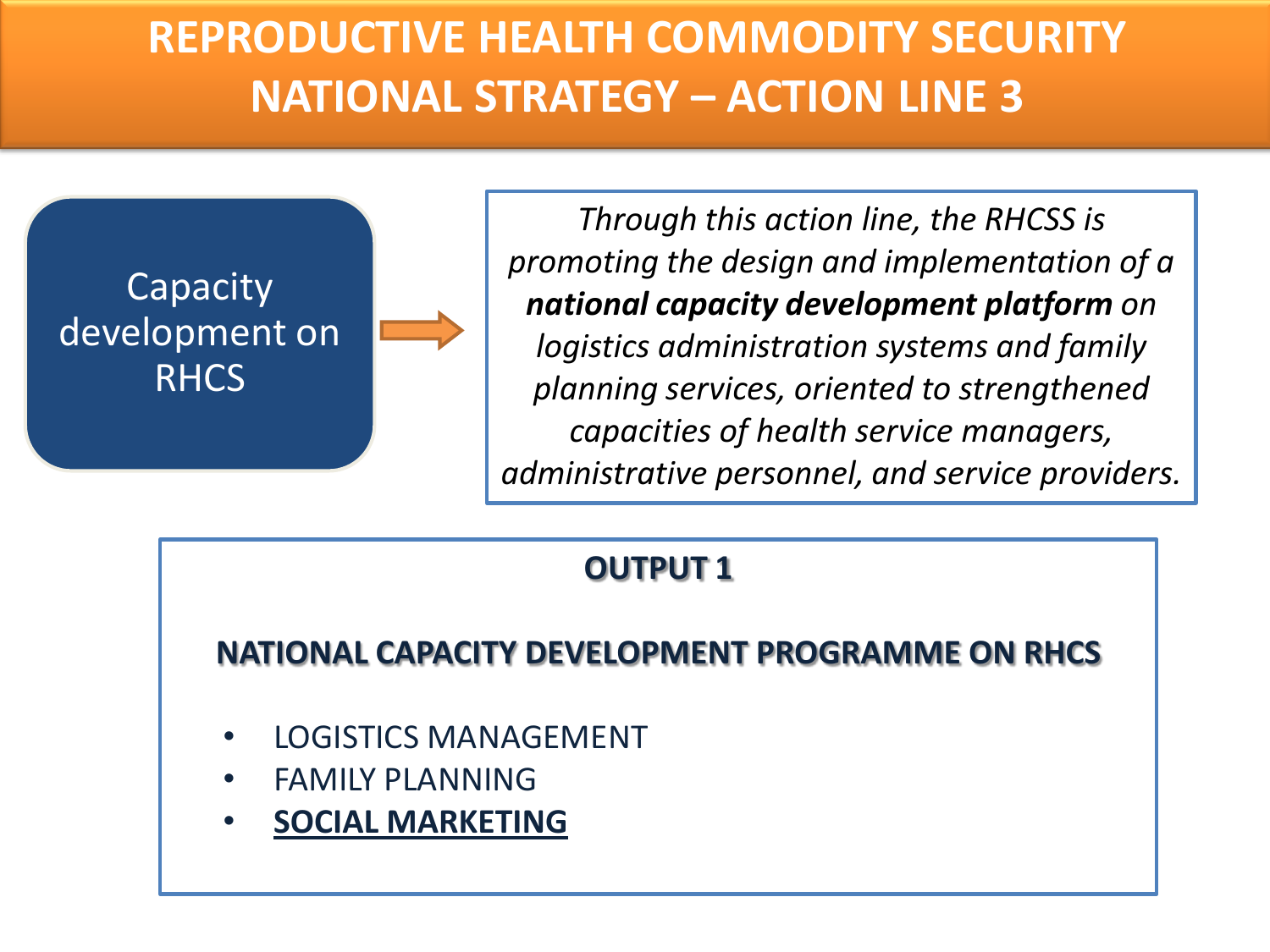# REPRODUCTIVE HEALTH COMMODITY SECURITY NATIONAL STRATEGY – ACTION LINE 3

Capacity development on RHCS

*Through this action line, the RHCSS is promoting the design and implementation of a* ***national capacity development platform*** *on logistics administration systems and family planning services, oriented to strengthened capacities of health service managers, administrative personnel, and service providers.*

## OUTPUT 1

### NATIONAL CAPACITY DEVELOPMENT PROGRAMME ON RHCS

- LOGISTICS MANAGEMENT
- FAMILY PLANNING
- **SOCIAL MARKETING**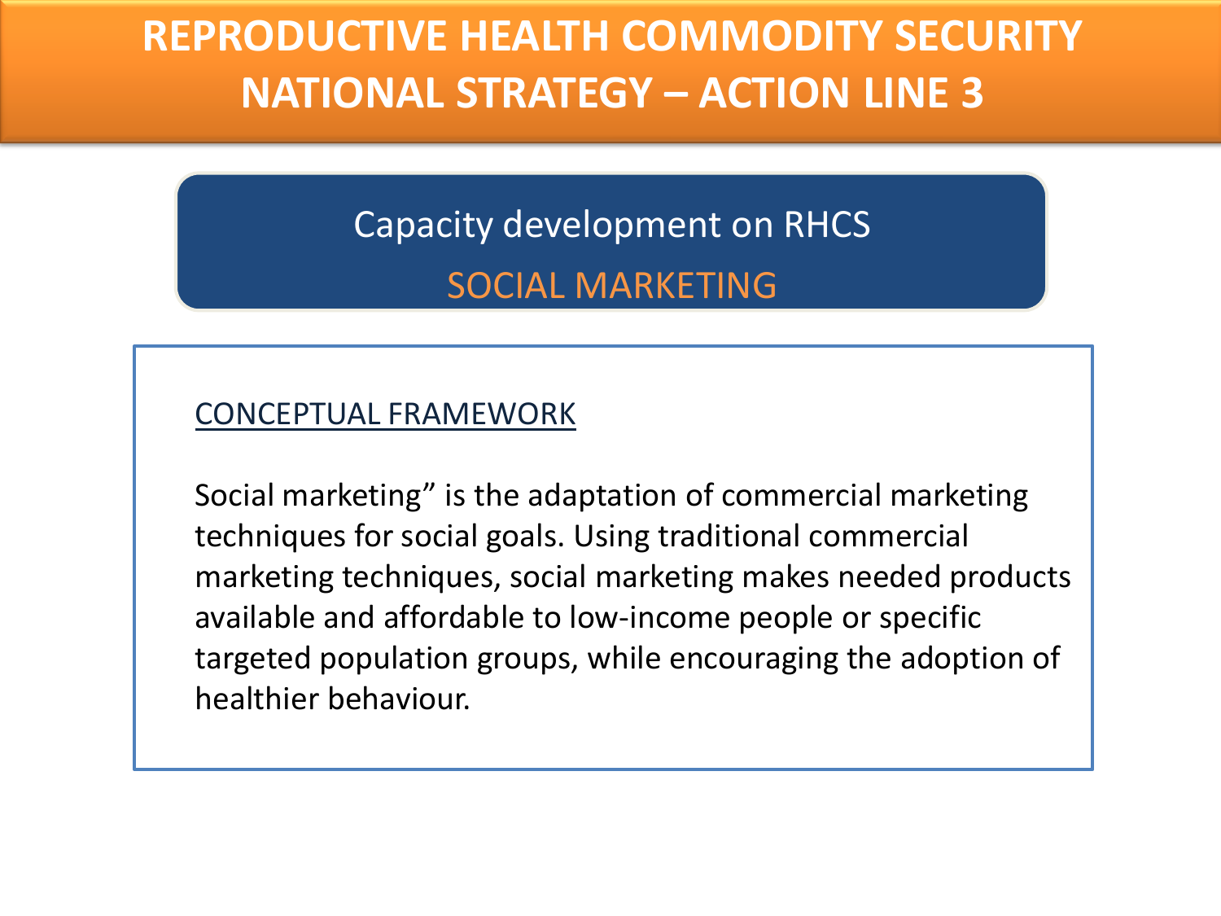# REPRODUCTIVE HEALTH COMMODITY SECURITY NATIONAL STRATEGY – ACTION LINE 3

## Capacity development on RHCS

## SOCIAL MARKETING

CONCEPTUAL FRAMEWORK

Social marketing” is the adaptation of commercial marketing techniques for social goals. Using traditional commercial marketing techniques, social marketing makes needed products available and affordable to low-income people or specific targeted population groups, while encouraging the adoption of healthier behaviour.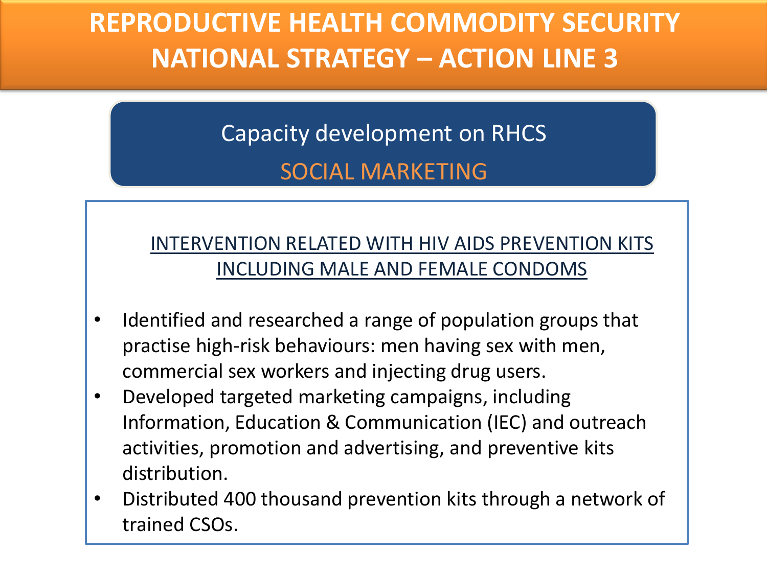# REPRODUCTIVE HEALTH COMMODITY SECURITY NATIONAL STRATEGY – ACTION LINE 3

## Capacity development on RHCS

## SOCIAL MARKETING

<u>INTERVENTION RELATED WITH HIV AIDS PREVENTION KITS INCLUDING MALE AND FEMALE CONDOMS</u>

- Identified and researched a range of population groups that practise high-risk behaviours: men having sex with men, commercial sex workers and injecting drug users.
- Developed targeted marketing campaigns, including Information, Education & Communication (IEC) and outreach activities, promotion and advertising, and preventive kits distribution.
- Distributed 400 thousand prevention kits through a network of trained CSOs.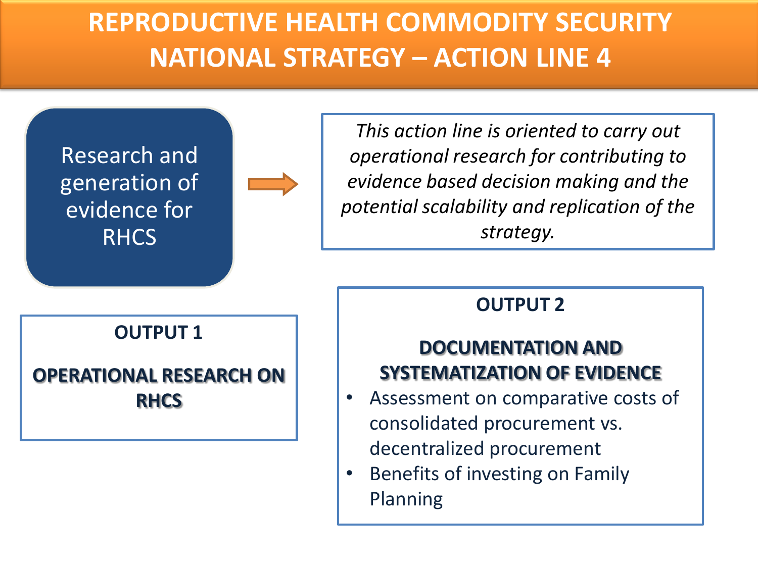# REPRODUCTIVE HEALTH COMMODITY SECURITY NATIONAL STRATEGY – ACTION LINE 4

Research and generation of evidence for RHCS

*This action line is oriented to carry out operational research for contributing to evidence based decision making and the potential scalability and replication of the strategy.*

**OUTPUT 1**

**OPERATIONAL RESEARCH ON RHCS**

**OUTPUT 2**

**DOCUMENTATION AND SYSTEMATIZATION OF EVIDENCE**

- Assessment on comparative costs of consolidated procurement vs. decentralized procurement
- Benefits of investing on Family Planning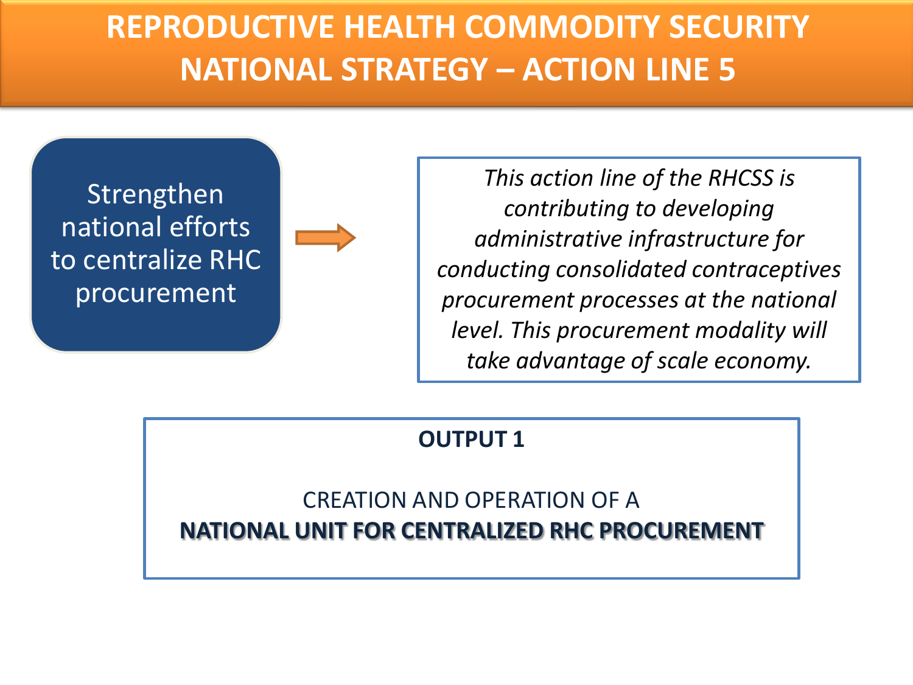# REPRODUCTIVE HEALTH COMMODITY SECURITY NATIONAL STRATEGY – ACTION LINE 5

Strengthen national efforts to centralize RHC procurement

*This action line of the RHCSS is contributing to developing administrative infrastructure for conducting consolidated contraceptives procurement processes at the national level. This procurement modality will take advantage of scale economy.*

**OUTPUT 1**

CREATION AND OPERATION OF A **NATIONAL UNIT FOR CENTRALIZED RHC PROCUREMENT**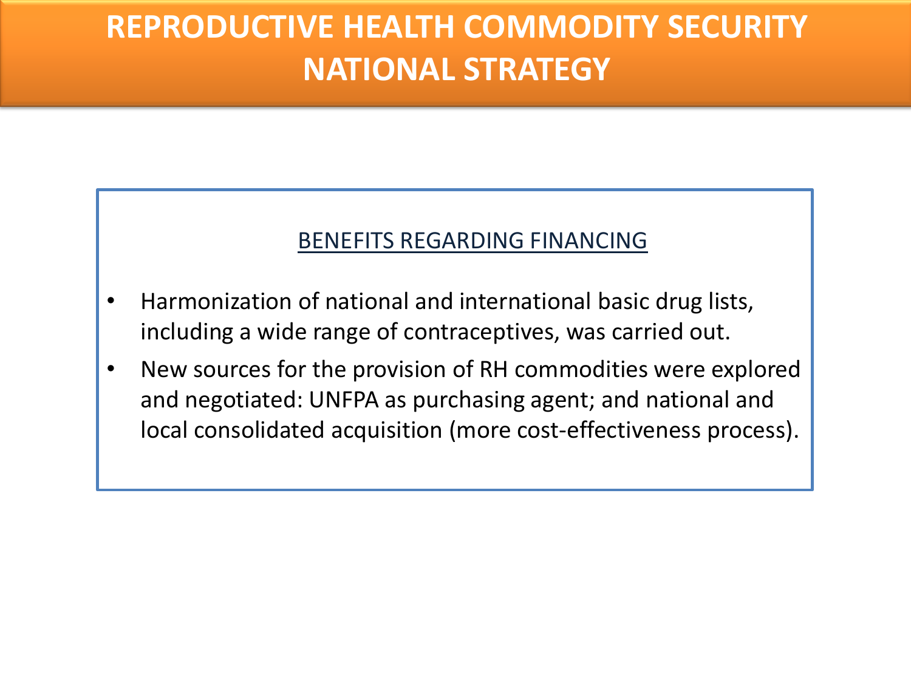# REPRODUCTIVE HEALTH COMMODITY SECURITY NATIONAL STRATEGY

## BENEFITS REGARDING FINANCING

- Harmonization of national and international basic drug lists, including a wide range of contraceptives, was carried out.
- New sources for the provision of RH commodities were explored and negotiated: UNFPA as purchasing agent; and national and local consolidated acquisition (more cost-effectiveness process).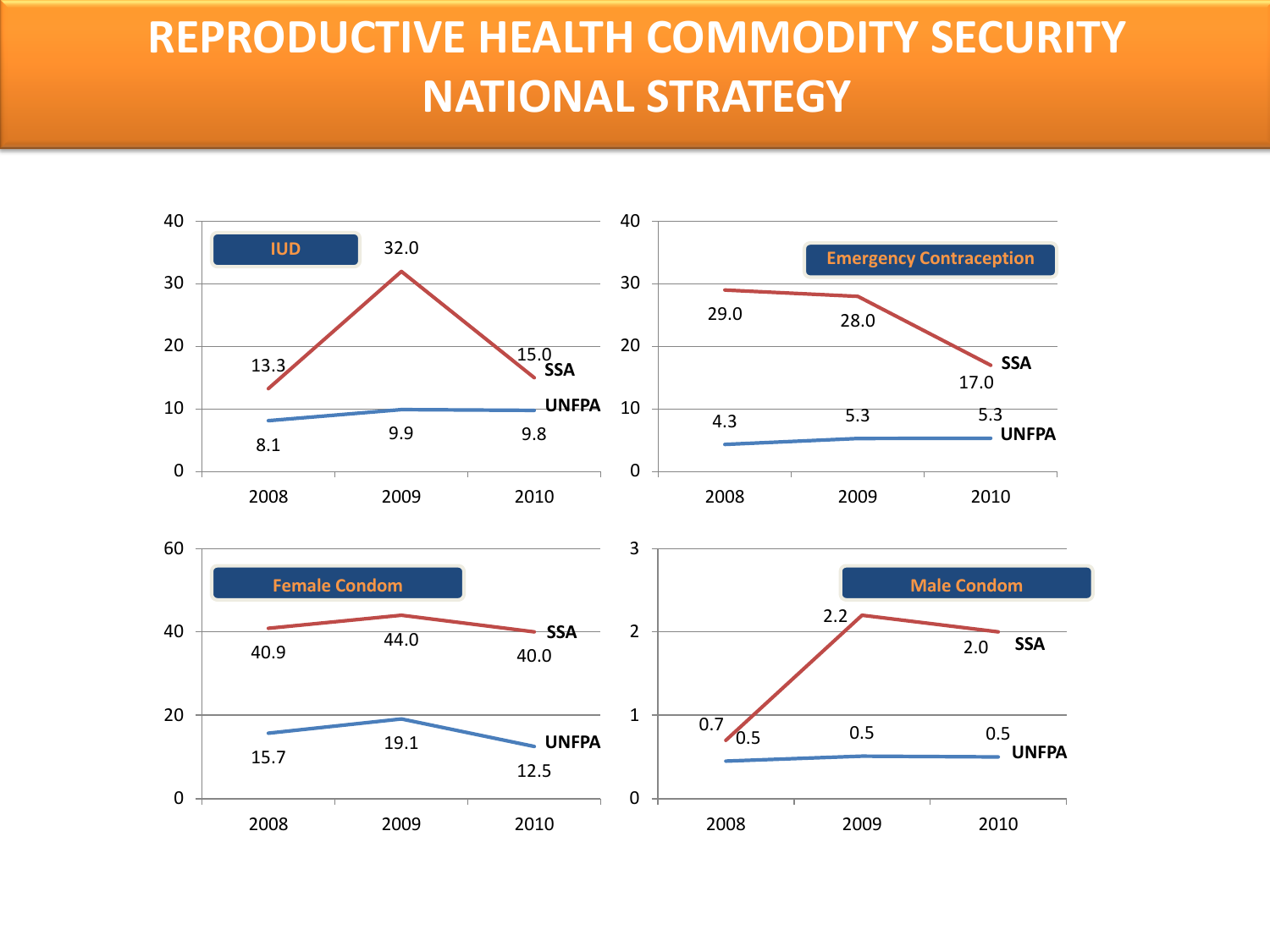# REPRODUCTIVE HEALTH COMMODITY SECURITY NATIONAL STRATEGY

**IUD**

| | 2008 | 2009 | 2010 |
|---|---|---|---|
| SSA | 13.3 | 32.0 | 15.0 |
| UNFPA | 8.1 | 9.9 | 9.8 |

**Emergency Contraception**

| | 2008 | 2009 | 2010 |
|---|---|---|---|
| SSA | 29.0 | 28.0 | 17.0 |
| UNFPA | 4.3 | 5.3 | 5.3 |

**Female Condom**

| | 2008 | 2009 | 2010 |
|---|---|---|---|
| SSA | 40.9 | 44.0 | 40.0 |
| UNFPA | 15.7 | 19.1 | 12.5 |

**Male Condom**

| | 2008 | 2009 | 2010 |
|---|---|---|---|
| SSA | 0.7 | 2.2 | 2.0 |
| UNFPA | 0.5 | 0.5 | 0.5 |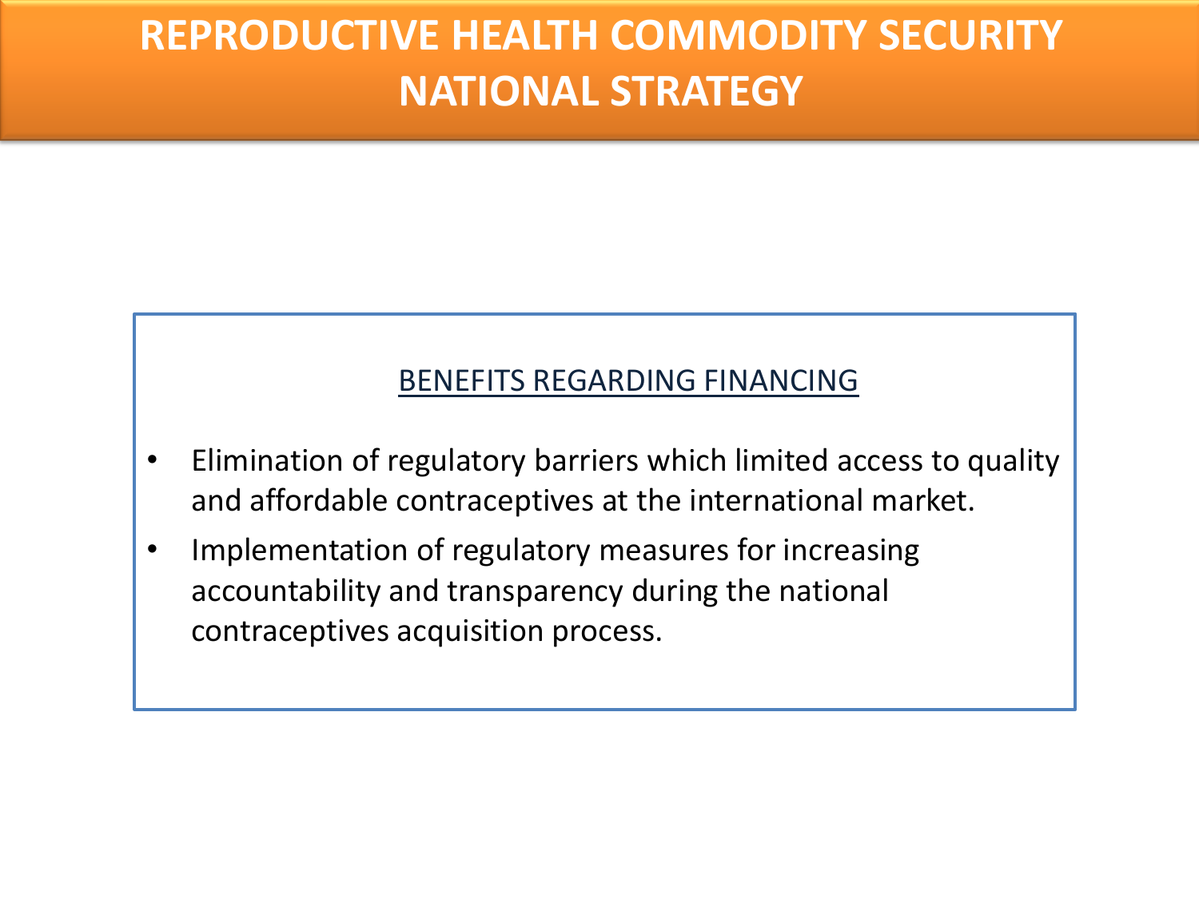# REPRODUCTIVE HEALTH COMMODITY SECURITY NATIONAL STRATEGY

## BENEFITS REGARDING FINANCING

- Elimination of regulatory barriers which limited access to quality and affordable contraceptives at the international market.
- Implementation of regulatory measures for increasing accountability and transparency during the national contraceptives acquisition process.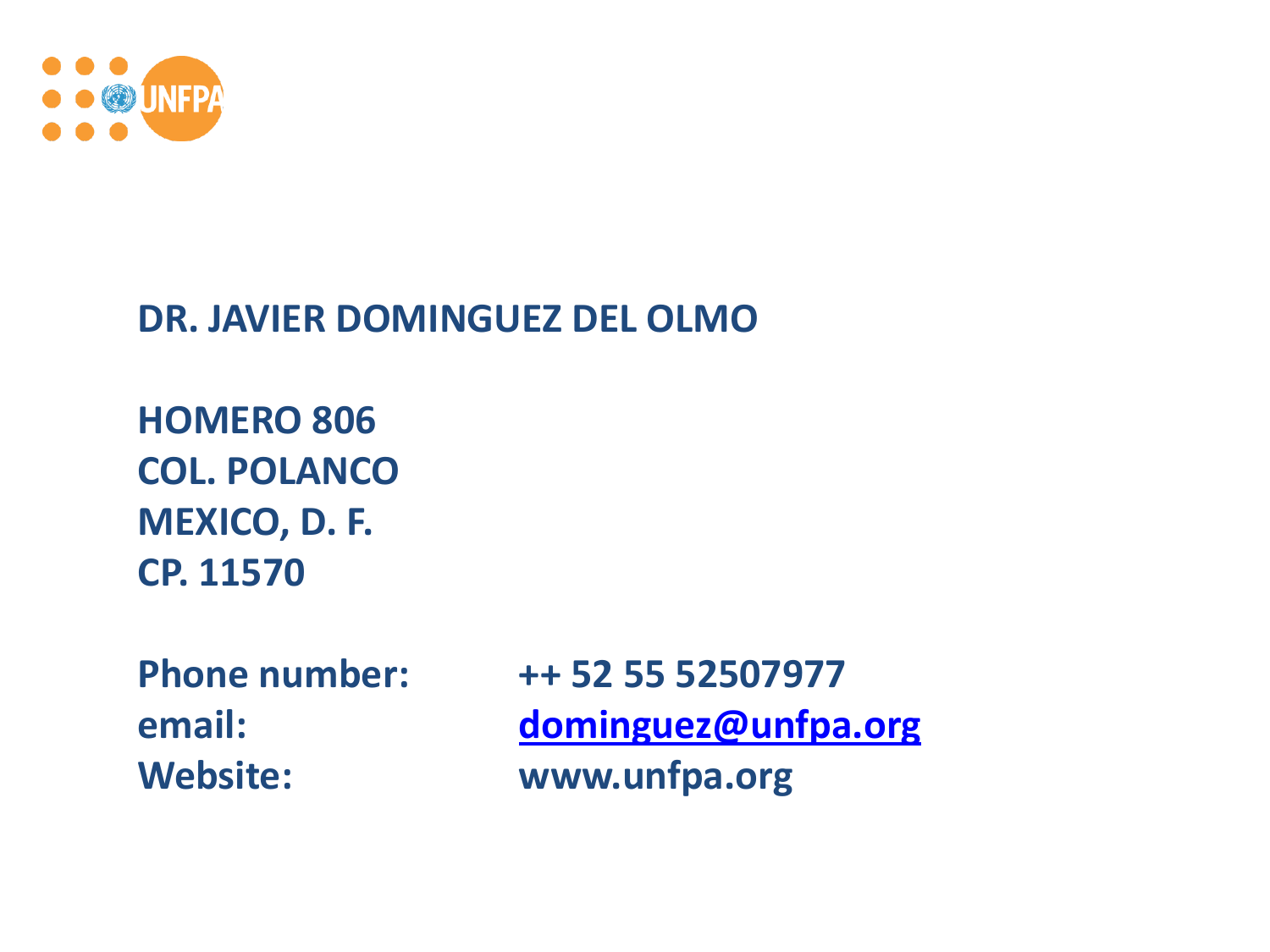UNFPA

**DR. JAVIER DOMINGUEZ DEL OLMO**

**HOMERO 806**
**COL. POLANCO**
**MEXICO, D. F.**
**CP. 11570**

| | |
|---|---|
| **Phone number:** | **++ 52 55 52507977** |
| **email:** | **dominguez@unfpa.org** |
| **Website:** | **www.unfpa.org** |